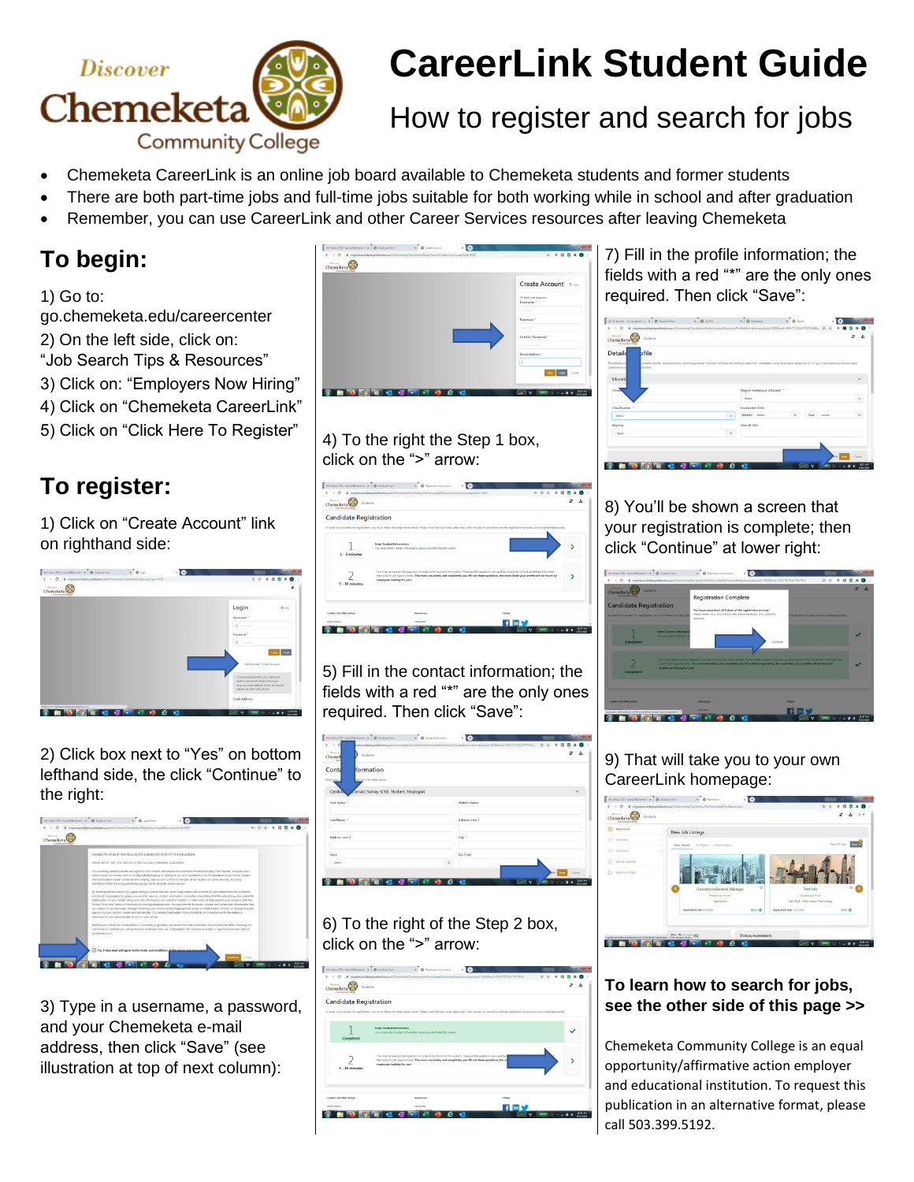# CareerLink Student Guide

## How to register and search for jobs

- Chemeketa CareerLink is an online job board available to Chemeketa students and former students
- There are both part-time jobs and full-time jobs suitable for both working while in school and after graduation
- Remember, you can use CareerLink and other Career Services resources after leaving Chemeketa

## To begin:

1) Go to: go.chemeketa.edu/careercenter
2) On the left side, click on: "Job Search Tips & Resources"
3) Click on: "Employers Now Hiring"
4) Click on "Chemeketa CareerLink"
5) Click on "Click Here To Register"

## To register:

1) Click on "Create Account" link on righthand side:

2) Click box next to "Yes" on bottom lefthand side, the click "Continue" to the right:

3) Type in a username, a password, and your Chemeketa e-mail address, then click "Save" (see illustration at top of next column):

4) To the right the Step 1 box, click on the ">" arrow:

5) Fill in the contact information; the fields with a red "*" are the only ones required. Then click "Save":

6) To the right of the Step 2 box, click on the ">" arrow:

7) Fill in the profile information; the fields with a red "*" are the only ones required. Then click "Save":

8) You'll be shown a screen that your registration is complete; then click "Continue" at lower right:

9) That will take you to your own CareerLink homepage:

**To learn how to search for jobs, see the other side of this page >>**

Chemeketa Community College is an equal opportunity/affirmative action employer and educational institution. To request this publication in an alternative format, please call 503.399.5192.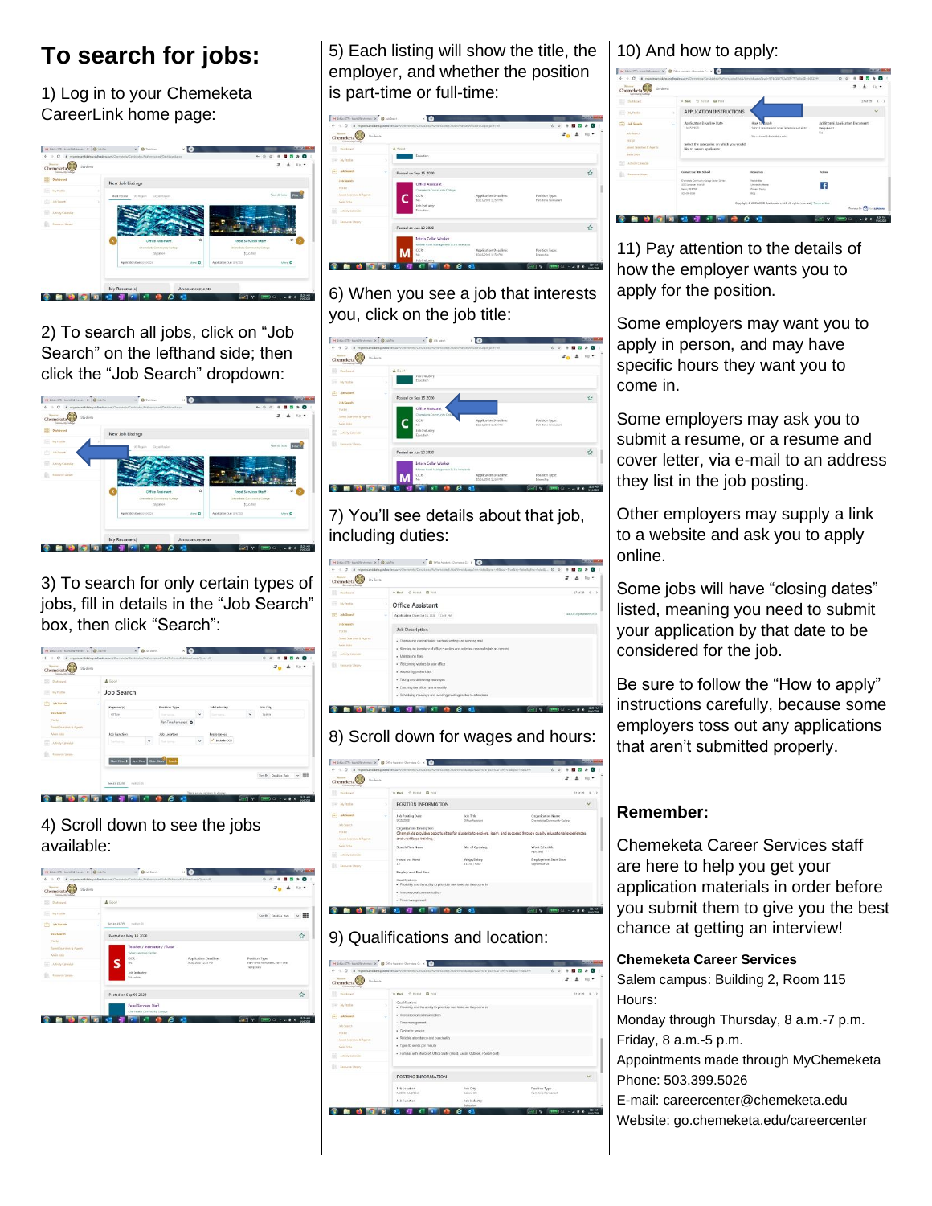# To search for jobs:

1) Log in to your Chemeketa CareerLink home page:

2) To search all jobs, click on "Job Search" on the lefthand side; then click the "Job Search" dropdown:

3) To search for only certain types of jobs, fill in details in the "Job Search" box, then click "Search":

4) Scroll down to see the jobs available:

5) Each listing will show the title, the employer, and whether the position is part-time or full-time:

6) When you see a job that interests you, click on the job title:

7) You'll see details about that job, including duties:

8) Scroll down for wages and hours:

9) Qualifications and location:

10) And how to apply:

11) Pay attention to the details of how the employer wants you to apply for the position.

Some employers may want you to apply in person, and may have specific hours they want you to come in.

Some employers may ask you to submit a resume, or a resume and cover letter, via e-mail to an address they list in the job posting.

Other employers may supply a link to a website and ask you to apply online.

Some jobs will have "closing dates" listed, meaning you need to submit your application by that date to be considered for the job.

Be sure to follow the "How to apply" instructions carefully, because some employers toss out any applications that aren't submitted properly.

## Remember:

Chemeketa Career Services staff are here to help you get your application materials in order before you submit them to give you the best chance at getting an interview!

**Chemeketa Career Services**

Salem campus: Building 2, Room 115

Hours:

Monday through Thursday, 8 a.m.-7 p.m.

Friday, 8 a.m.-5 p.m.

Appointments made through MyChemeketa

Phone: 503.399.5026

E-mail: careercenter@chemeketa.edu

Website: go.chemeketa.edu/careercenter